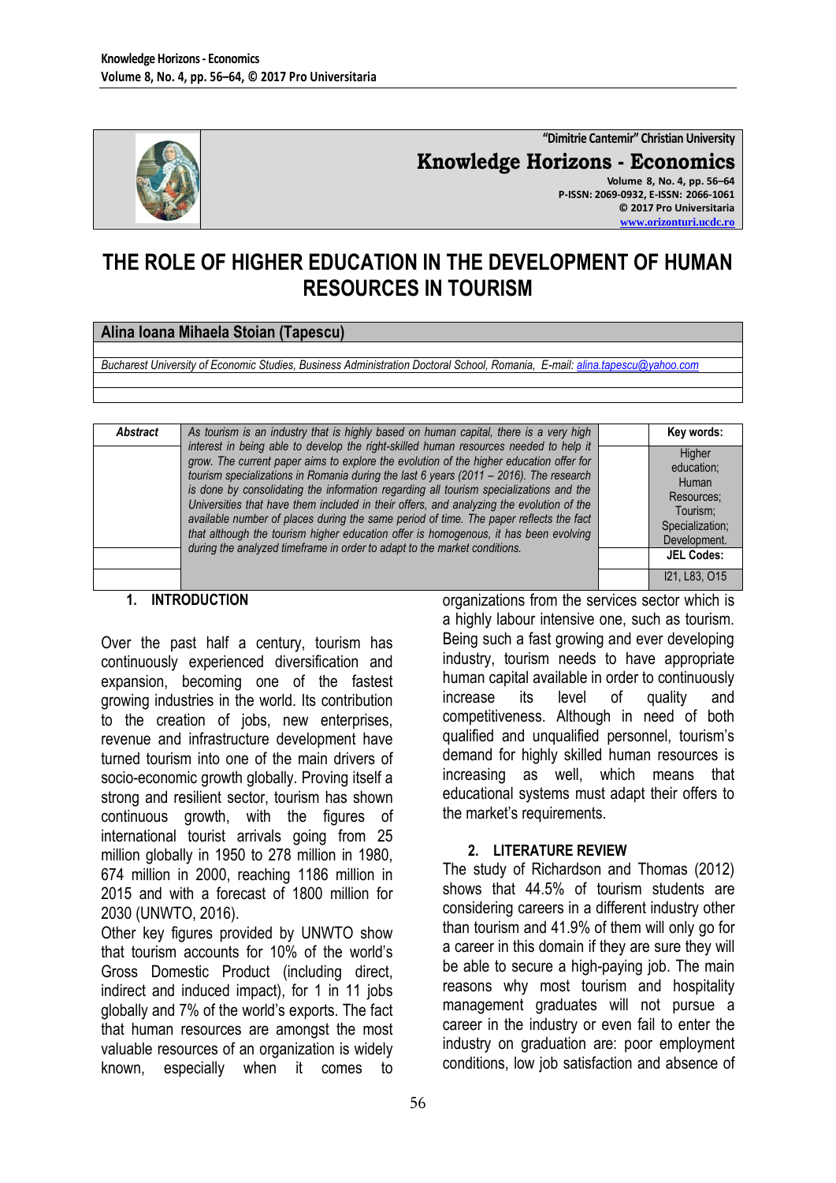# THE ROLE OF HIGHER EDUCATION IN THE DEVELOPMENT OF HUMAN RESOURCES IN TOURISM

**Alina Ioana Mihaela Stoian (Tapescu)**

*Bucharest University of Economic Studies, Business Administration Doctoral School, Romania, E-mail: alina.tapescu@yahoo.com*

***Abstract***

*As tourism is an industry that is highly based on human capital, there is a very high interest in being able to develop the right-skilled human resources needed to help it grow. The current paper aims to explore the evolution of the higher education offer for tourism specializations in Romania during the last 6 years (2011 – 2016). The research is done by consolidating the information regarding all tourism specializations and the Universities that have them included in their offers, and analyzing the evolution of the available number of places during the same period of time. The paper reflects the fact that although the tourism higher education offer is homogenous, it has been evolving during the analyzed timeframe in order to adapt to the market conditions.*

**Key words:** Higher education; Human Resources; Tourism; Specialization; Development.

**JEL Codes:** I21, L83, O15

## 1. INTRODUCTION

Over the past half a century, tourism has continuously experienced diversification and expansion, becoming one of the fastest growing industries in the world. Its contribution to the creation of jobs, new enterprises, revenue and infrastructure development have turned tourism into one of the main drivers of socio-economic growth globally. Proving itself a strong and resilient sector, tourism has shown continuous growth, with the figures of international tourist arrivals going from 25 million globally in 1950 to 278 million in 1980, 674 million in 2000, reaching 1186 million in 2015 and with a forecast of 1800 million for 2030 (UNWTO, 2016).

Other key figures provided by UNWTO show that tourism accounts for 10% of the world's Gross Domestic Product (including direct, indirect and induced impact), for 1 in 11 jobs globally and 7% of the world's exports. The fact that human resources are amongst the most valuable resources of an organization is widely known, especially when it comes to organizations from the services sector which is a highly labour intensive one, such as tourism. Being such a fast growing and ever developing industry, tourism needs to have appropriate human capital available in order to continuously increase its level of quality and competitiveness. Although in need of both qualified and unqualified personnel, tourism's demand for highly skilled human resources is increasing as well, which means that educational systems must adapt their offers to the market's requirements.

## 2. LITERATURE REVIEW

The study of Richardson and Thomas (2012) shows that 44.5% of tourism students are considering careers in a different industry other than tourism and 41.9% of them will only go for a career in this domain if they are sure they will be able to secure a high-paying job. The main reasons why most tourism and hospitality management graduates will not pursue a career in the industry or even fail to enter the industry on graduation are: poor employment conditions, low job satisfaction and absence of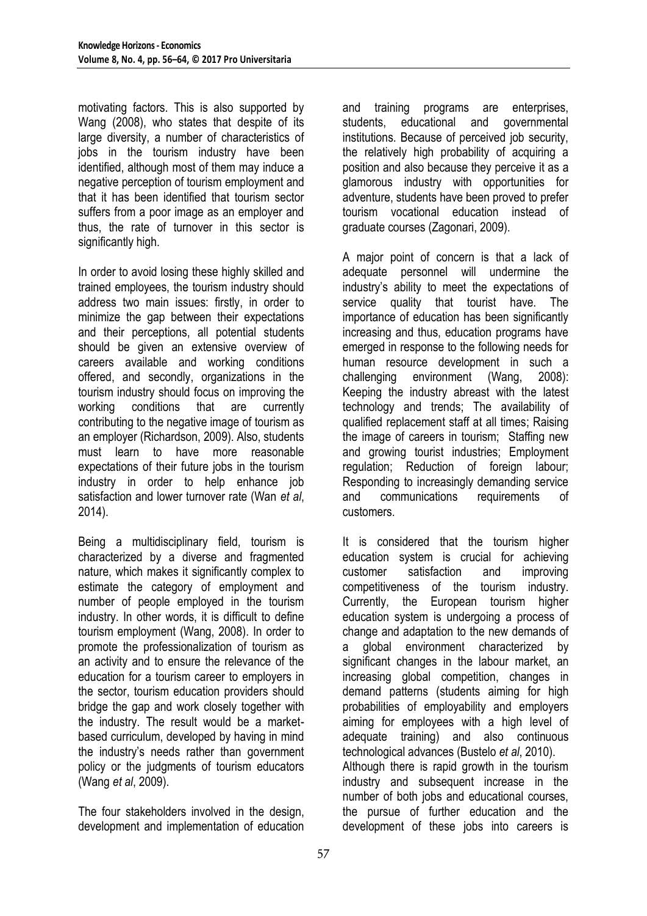motivating factors. This is also supported by Wang (2008), who states that despite of its large diversity, a number of characteristics of jobs in the tourism industry have been identified, although most of them may induce a negative perception of tourism employment and that it has been identified that tourism sector suffers from a poor image as an employer and thus, the rate of turnover in this sector is significantly high.

In order to avoid losing these highly skilled and trained employees, the tourism industry should address two main issues: firstly, in order to minimize the gap between their expectations and their perceptions, all potential students should be given an extensive overview of careers available and working conditions offered, and secondly, organizations in the tourism industry should focus on improving the working conditions that are currently contributing to the negative image of tourism as an employer (Richardson, 2009). Also, students must learn to have more reasonable expectations of their future jobs in the tourism industry in order to help enhance job satisfaction and lower turnover rate (Wan *et al*, 2014).

Being a multidisciplinary field, tourism is characterized by a diverse and fragmented nature, which makes it significantly complex to estimate the category of employment and number of people employed in the tourism industry. In other words, it is difficult to define tourism employment (Wang, 2008). In order to promote the professionalization of tourism as an activity and to ensure the relevance of the education for a tourism career to employers in the sector, tourism education providers should bridge the gap and work closely together with the industry. The result would be a market-based curriculum, developed by having in mind the industry's needs rather than government policy or the judgments of tourism educators (Wang *et al*, 2009).

The four stakeholders involved in the design, development and implementation of education and training programs are enterprises, students, educational and governmental institutions. Because of perceived job security, the relatively high probability of acquiring a position and also because they perceive it as a glamorous industry with opportunities for adventure, students have been proved to prefer tourism vocational education instead of graduate courses (Zagonari, 2009).

A major point of concern is that a lack of adequate personnel will undermine the industry's ability to meet the expectations of service quality that tourist have. The importance of education has been significantly increasing and thus, education programs have emerged in response to the following needs for human resource development in such a challenging environment (Wang, 2008): Keeping the industry abreast with the latest technology and trends; The availability of qualified replacement staff at all times; Raising the image of careers in tourism; Staffing new and growing tourist industries; Employment regulation; Reduction of foreign labour; Responding to increasingly demanding service and communications requirements of customers.

It is considered that the tourism higher education system is crucial for achieving customer satisfaction and improving competitiveness of the tourism industry. Currently, the European tourism higher education system is undergoing a process of change and adaptation to the new demands of a global environment characterized by significant changes in the labour market, an increasing global competition, changes in demand patterns (students aiming for high probabilities of employability and employers aiming for employees with a high level of adequate training) and also continuous technological advances (Bustelo *et al*, 2010).
Although there is rapid growth in the tourism industry and subsequent increase in the number of both jobs and educational courses, the pursue of further education and the development of these jobs into careers is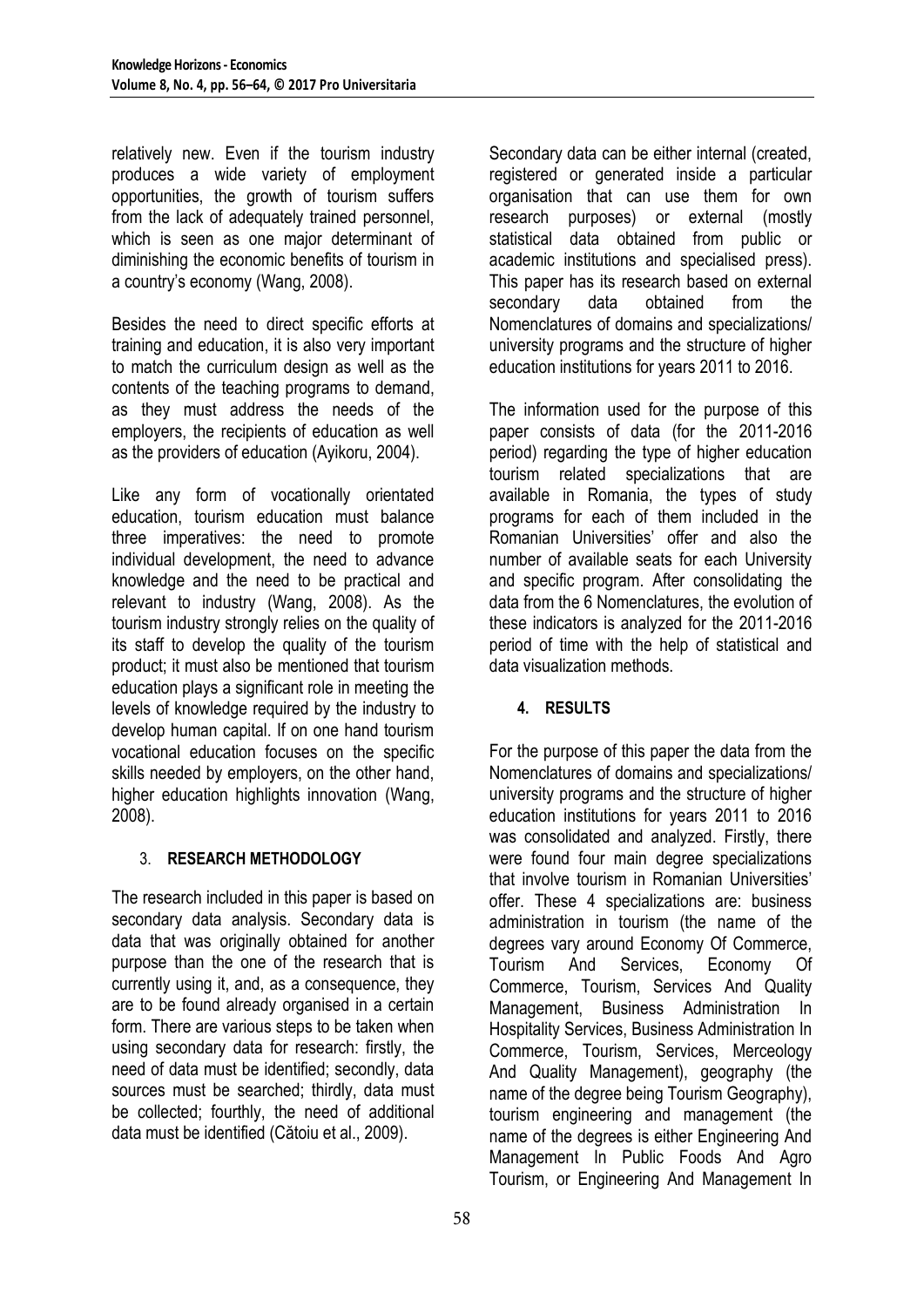relatively new. Even if the tourism industry produces a wide variety of employment opportunities, the growth of tourism suffers from the lack of adequately trained personnel, which is seen as one major determinant of diminishing the economic benefits of tourism in a country's economy (Wang, 2008).

Besides the need to direct specific efforts at training and education, it is also very important to match the curriculum design as well as the contents of the teaching programs to demand, as they must address the needs of the employers, the recipients of education as well as the providers of education (Ayikoru, 2004).

Like any form of vocationally orientated education, tourism education must balance three imperatives: the need to promote individual development, the need to advance knowledge and the need to be practical and relevant to industry (Wang, 2008). As the tourism industry strongly relies on the quality of its staff to develop the quality of the tourism product; it must also be mentioned that tourism education plays a significant role in meeting the levels of knowledge required by the industry to develop human capital. If on one hand tourism vocational education focuses on the specific skills needed by employers, on the other hand, higher education highlights innovation (Wang, 2008).

## 3. RESEARCH METHODOLOGY

The research included in this paper is based on secondary data analysis. Secondary data is data that was originally obtained for another purpose than the one of the research that is currently using it, and, as a consequence, they are to be found already organised in a certain form. There are various steps to be taken when using secondary data for research: firstly, the need of data must be identified; secondly, data sources must be searched; thirdly, data must be collected; fourthly, the need of additional data must be identified (Cătoiu et al., 2009).

Secondary data can be either internal (created, registered or generated inside a particular organisation that can use them for own research purposes) or external (mostly statistical data obtained from public or academic institutions and specialised press). This paper has its research based on external secondary data obtained from the Nomenclatures of domains and specializations/ university programs and the structure of higher education institutions for years 2011 to 2016.

The information used for the purpose of this paper consists of data (for the 2011-2016 period) regarding the type of higher education tourism related specializations that are available in Romania, the types of study programs for each of them included in the Romanian Universities' offer and also the number of available seats for each University and specific program. After consolidating the data from the 6 Nomenclatures, the evolution of these indicators is analyzed for the 2011-2016 period of time with the help of statistical and data visualization methods.

## 4. RESULTS

For the purpose of this paper the data from the Nomenclatures of domains and specializations/ university programs and the structure of higher education institutions for years 2011 to 2016 was consolidated and analyzed. Firstly, there were found four main degree specializations that involve tourism in Romanian Universities' offer. These 4 specializations are: business administration in tourism (the name of the degrees vary around Economy Of Commerce, Tourism And Services, Economy Of Commerce, Tourism, Services And Quality Management, Business Administration In Hospitality Services, Business Administration In Commerce, Tourism, Services, Merceology And Quality Management), geography (the name of the degree being Tourism Geography), tourism engineering and management (the name of the degrees is either Engineering And Management In Public Foods And Agro Tourism, or Engineering And Management In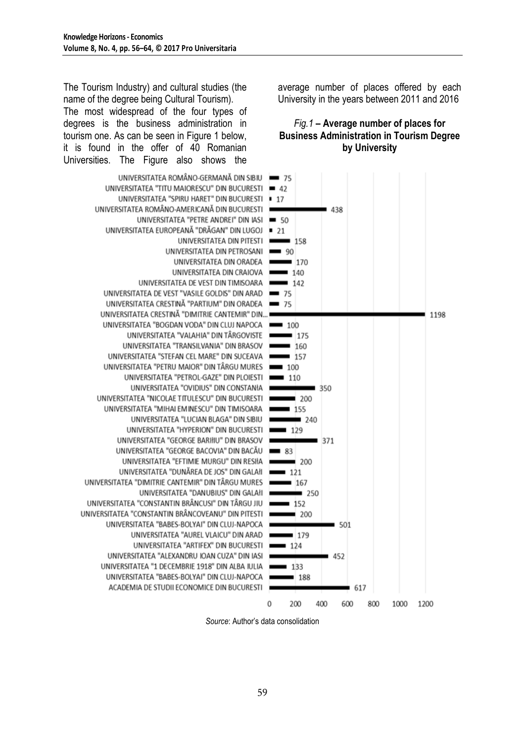The Tourism Industry) and cultural studies (the name of the degree being Cultural Tourism).

The most widespread of the four types of degrees is the business administration in tourism one. As can be seen in Figure 1 below, it is found in the offer of 40 Romanian Universities. The Figure also shows the average number of places offered by each University in the years between 2011 and 2016

*Fig.1* **– Average number of places for Business Administration in Tourism Degree by University**

| University | Average number of places |
| --- | --- |
| UNIVERSITATEA ROMÂNO-GERMANĂ DIN SIBIU | 75 |
| UNIVERSITATEA "TITU MAIORESCU" DIN BUCURESTI | 42 |
| UNIVERSITATEA "SPIRU HARET" DIN BUCURESTI | 17 |
| UNIVERSITATEA ROMÂNO-AMERICANĂ DIN BUCURESTI | 438 |
| UNIVERSITATEA "PETRE ANDREI" DIN IASI | 50 |
| UNIVERSITATEA EUROPEANĂ "DRĂGAN" DIN LUGOJ | 21 |
| UNIVERSITATEA DIN PITESTI | 158 |
| UNIVERSITATEA DIN PETROSANI | 90 |
| UNIVERSITATEA DIN ORADEA | 170 |
| UNIVERSITATEA DIN CRAIOVA | 140 |
| UNIVERSITATEA DE VEST DIN TIMISOARA | 142 |
| UNIVERSITATEA DE VEST "VASILE GOLDIS" DIN ARAD | 75 |
| UNIVERSITATEA CRESTINĂ "PARTIUM" DIN ORADEA | 75 |
| UNIVERSITATEA CRESTINĂ "DIMITRIE CANTEMIR" DIN... | 1198 |
| UNIVERSITATEA "BOGDAN VODA" DIN CLUJ NAPOCA | 100 |
| UNIVERSITATEA "VALAHIA" DIN TÂRGOVISTE | 175 |
| UNIVERSITATEA "TRANSILVANIA" DIN BRASOV | 160 |
| UNIVERSITATEA "STEFAN CEL MARE" DIN SUCEAVA | 157 |
| UNIVERSITATEA "PETRU MAIOR" DIN TÂRGU MURES | 100 |
| UNIVERSITATEA "PETROL-GAZE" DIN PLOIESTI | 110 |
| UNIVERSITATEA "OVIDIUS" DIN CONSTANȚA | 350 |
| UNIVERSITATEA "NICOLAE TITULESCU" DIN BUCURESTI | 200 |
| UNIVERSITATEA "MIHAI EMINESCU" DIN TIMISOARA | 155 |
| UNIVERSITATEA "LUCIAN BLAGA" DIN SIBIU | 240 |
| UNIVERSITATEA "HYPERION" DIN BUCURESTI | 129 |
| UNIVERSITATEA "GEORGE BARIȚIU" DIN BRASOV | 371 |
| UNIVERSITATEA "GEORGE BACOVIA" DIN BACĂU | 83 |
| UNIVERSITATEA "EFTIMIE MURGU" DIN REȘIȚA | 200 |
| UNIVERSITATEA "DUNĂREA DE JOS" DIN GALAȚI | 121 |
| UNIVERSITATEA "DIMITRIE CANTEMIR" DIN TÂRGU MURES | 167 |
| UNIVERSITATEA "DANUBIUS" DIN GALAȚI | 250 |
| UNIVERSITATEA "CONSTANTIN BRÂNCUSI" DIN TÂRGU JIU | 152 |
| UNIVERSITATEA "CONSTANTIN BRÂNCOVEANU" DIN PITESTI | 200 |
| UNIVERSITATEA "BABES-BOLYAI" DIN CLUJ-NAPOCA | 501 |
| UNIVERSITATEA "AUREL VLAICU" DIN ARAD | 179 |
| UNIVERSITATEA "ARTIFEX" DIN BUCURESTI | 124 |
| UNIVERSITATEA "ALEXANDRU IOAN CUZA" DIN IASI | 452 |
| UNIVERSITATEA "1 DECEMBRIE 1918" DIN ALBA IULIA | 133 |
| UNIVERSITATEA "BABES-BOLYAI" DIN CLUJ-NAPOCA | 188 |
| ACADEMIA DE STUDII ECONOMICE DIN BUCURESTI | 617 |

*Source*: Author's data consolidation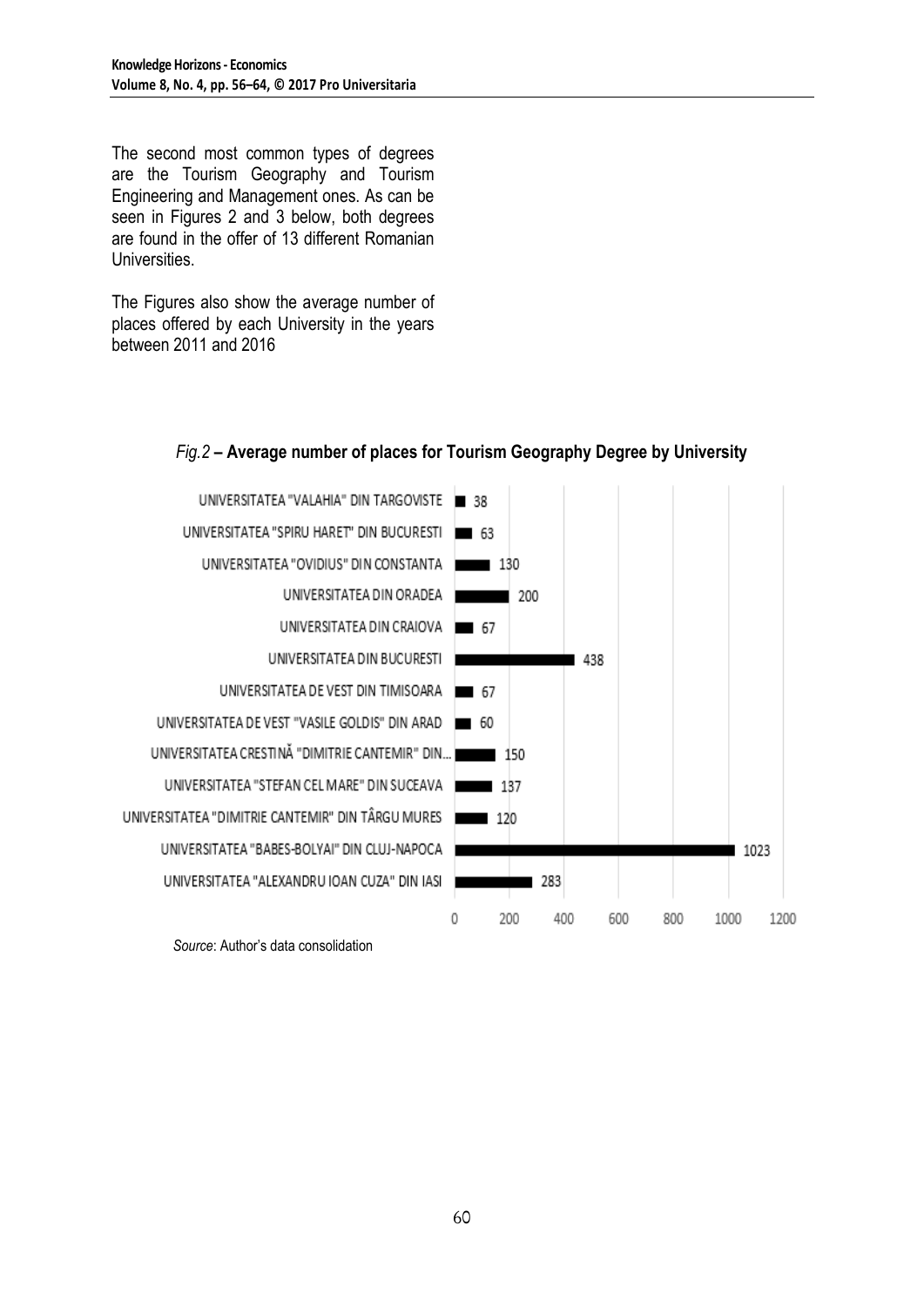The second most common types of degrees are the Tourism Geography and Tourism Engineering and Management ones. As can be seen in Figures 2 and 3 below, both degrees are found in the offer of 13 different Romanian Universities.

The Figures also show the average number of places offered by each University in the years between 2011 and 2016

*Fig.2* **– Average number of places for Tourism Geography Degree by University**

| University | Average number of places |
| --- | --- |
| UNIVERSITATEA "VALAHIA" DIN TARGOVISTE | 38 |
| UNIVERSITATEA "SPIRU HARET" DIN BUCURESTI | 63 |
| UNIVERSITATEA "OVIDIUS" DIN CONSTANTA | 130 |
| UNIVERSITATEA DIN ORADEA | 200 |
| UNIVERSITATEA DIN CRAIOVA | 67 |
| UNIVERSITATEA DIN BUCURESTI | 438 |
| UNIVERSITATEA DE VEST DIN TIMISOARA | 67 |
| UNIVERSITATEA DE VEST "VASILE GOLDIS" DIN ARAD | 60 |
| UNIVERSITATEA CRESTINĂ "DIMITRIE CANTEMIR" DIN... | 150 |
| UNIVERSITATEA "STEFAN CEL MARE" DIN SUCEAVA | 137 |
| UNIVERSITATEA "DIMITRIE CANTEMIR" DIN TÂRGU MURES | 120 |
| UNIVERSITATEA "BABES-BOLYAI" DIN CLUJ-NAPOCA | 1023 |
| UNIVERSITATEA "ALEXANDRU IOAN CUZA" DIN IASI | 283 |

*Source*: Author's data consolidation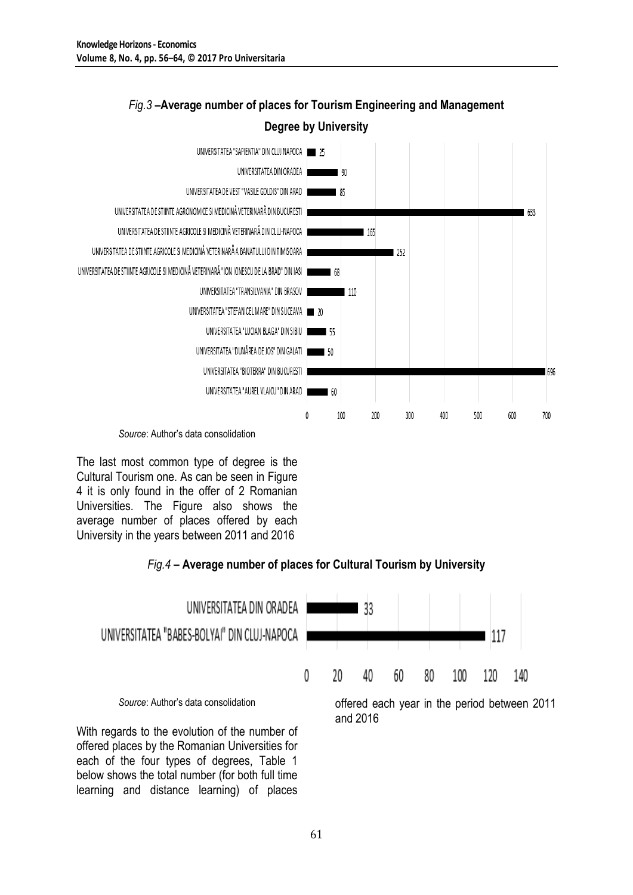*Fig.3* **–Average number of places for Tourism Engineering and Management Degree by University**

| University | Average number of places |
|---|---|
| UNIVERSITATEA "SAPIENTIA" DIN CLUJ NAPOCA | 25 |
| UNIVERSITATEA DIN ORADEA | 90 |
| UNIVERSITATEA DE VEST "VASILE GOLDIS" DIN ARAD | 85 |
| UNIVERSITATEA DE STIINTE AGRONOMICE SI MEDICINĂ VETERINARĂ DIN BUCURESTI | 633 |
| UNIVERSITATEA DE STIINTE AGRICOLE SI MEDICINĂ VETERINARĂ DIN CLUJ-NAPOCA | 165 |
| UNIVERSITATEA DE STIINTE AGRICOLE SI MEDICINĂ VETERINARĂ A BANATULUI DIN TIMISOARA | 252 |
| UNIVERSITATEA DE STIINTE AGRICOLE SI MEDICINĂ VETERINARĂ "ION IONESCU DE LA BRAD" DIN IASI | 68 |
| UNIVERSITATEA "TRANSILVANIA" DIN BRASOV | 110 |
| UNIVERSITATEA "STEFAN CEL MARE" DIN SUCEAVA | 20 |
| UNIVERSITATEA "LUCIAN BLAGA" DIN SIBIU | 55 |
| UNIVERSITATEA "DUNĂREA DE JOS" DIN GALATI | 50 |
| UNIVERSITATEA "BIOTERRA" DIN BUCURESTI | 696 |
| UNIVERSITATEA "AUREL VLAICU" DIN ARAD | 60 |

*Source*: Author's data consolidation

The last most common type of degree is the Cultural Tourism one. As can be seen in Figure 4 it is only found in the offer of 2 Romanian Universities. The Figure also shows the average number of places offered by each University in the years between 2011 and 2016

*Fig.4* **– Average number of places for Cultural Tourism by University**

| University | Average number of places |
|---|---|
| UNIVERSITATEA DIN ORADEA | 33 |
| UNIVERSITATEA "BABES-BOLYAI" DIN CLUJ-NAPOCA | 117 |

*Source*: Author's data consolidation

With regards to the evolution of the number of offered places by the Romanian Universities for each of the four types of degrees, Table 1 below shows the total number (for both full time learning and distance learning) of places offered each year in the period between 2011 and 2016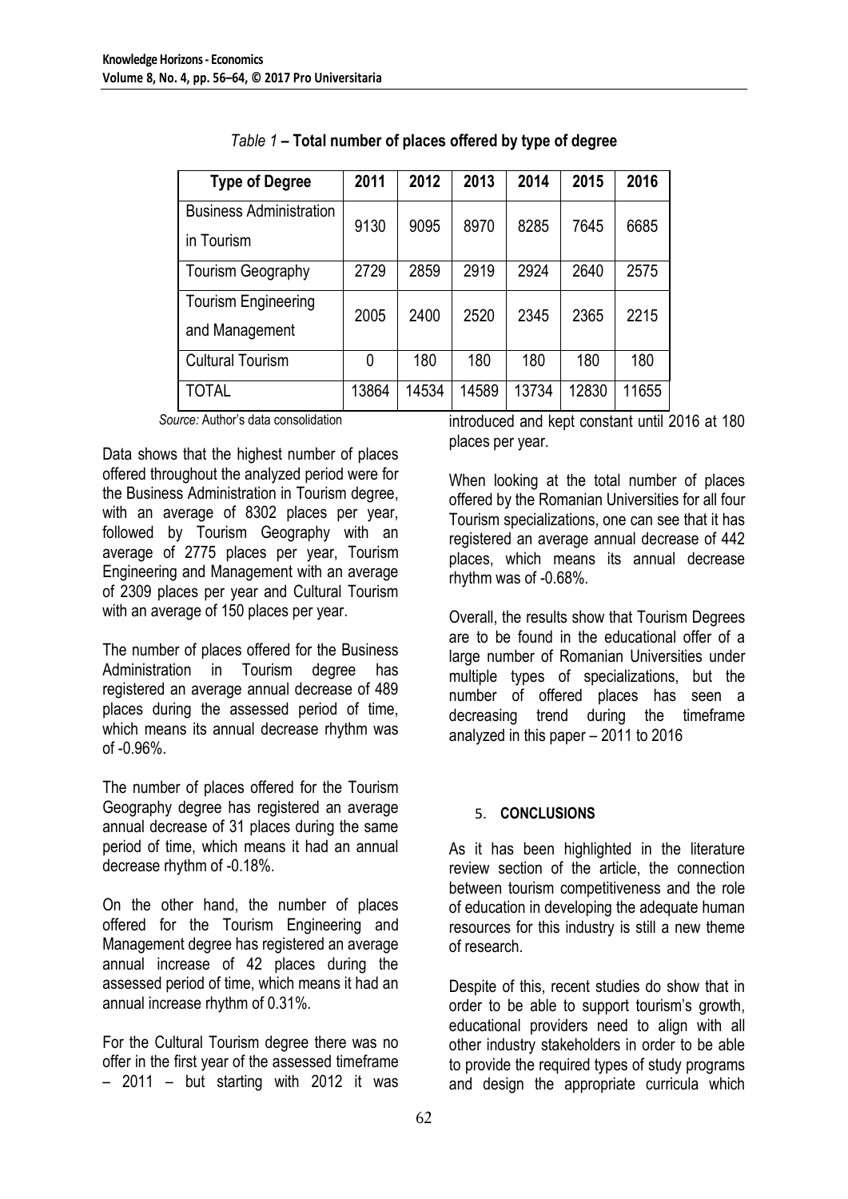*Table 1* **– Total number of places offered by type of degree**

| Type of Degree | 2011 | 2012 | 2013 | 2014 | 2015 | 2016 |
|---|---|---|---|---|---|---|
| Business Administration in Tourism | 9130 | 9095 | 8970 | 8285 | 7645 | 6685 |
| Tourism Geography | 2729 | 2859 | 2919 | 2924 | 2640 | 2575 |
| Tourism Engineering and Management | 2005 | 2400 | 2520 | 2345 | 2365 | 2215 |
| Cultural Tourism | 0 | 180 | 180 | 180 | 180 | 180 |
| TOTAL | 13864 | 14534 | 14589 | 13734 | 12830 | 11655 |

*Source:* Author's data consolidation

Data shows that the highest number of places offered throughout the analyzed period were for the Business Administration in Tourism degree, with an average of 8302 places per year, followed by Tourism Geography with an average of 2775 places per year, Tourism Engineering and Management with an average of 2309 places per year and Cultural Tourism with an average of 150 places per year.

The number of places offered for the Business Administration in Tourism degree has registered an average annual decrease of 489 places during the assessed period of time, which means its annual decrease rhythm was of -0.96%.

The number of places offered for the Tourism Geography degree has registered an average annual decrease of 31 places during the same period of time, which means it had an annual decrease rhythm of -0.18%.

On the other hand, the number of places offered for the Tourism Engineering and Management degree has registered an average annual increase of 42 places during the assessed period of time, which means it had an annual increase rhythm of 0.31%.

For the Cultural Tourism degree there was no offer in the first year of the assessed timeframe – 2011 – but starting with 2012 it was introduced and kept constant until 2016 at 180 places per year.

When looking at the total number of places offered by the Romanian Universities for all four Tourism specializations, one can see that it has registered an average annual decrease of 442 places, which means its annual decrease rhythm was of -0.68%.

Overall, the results show that Tourism Degrees are to be found in the educational offer of a large number of Romanian Universities under multiple types of specializations, but the number of offered places has seen a decreasing trend during the timeframe analyzed in this paper – 2011 to 2016

## 5. CONCLUSIONS

As it has been highlighted in the literature review section of the article, the connection between tourism competitiveness and the role of education in developing the adequate human resources for this industry is still a new theme of research.

Despite of this, recent studies do show that in order to be able to support tourism's growth, educational providers need to align with all other industry stakeholders in order to be able to provide the required types of study programs and design the appropriate curricula which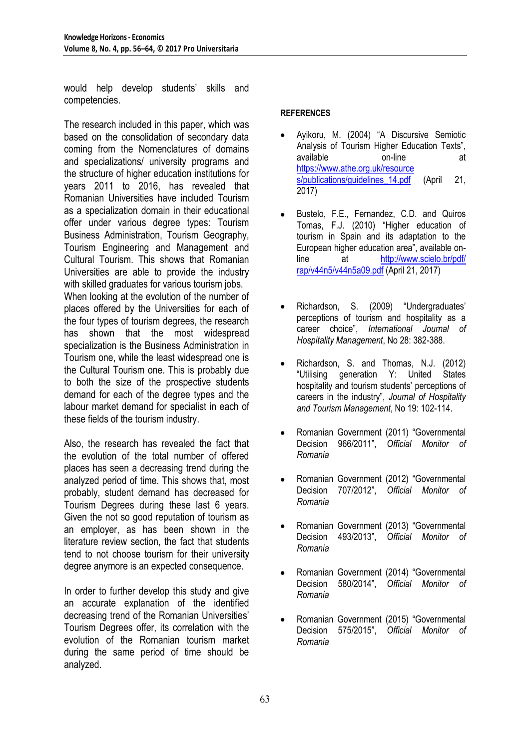would help develop students' skills and competencies.

The research included in this paper, which was based on the consolidation of secondary data coming from the Nomenclatures of domains and specializations/ university programs and the structure of higher education institutions for years 2011 to 2016, has revealed that Romanian Universities have included Tourism as a specialization domain in their educational offer under various degree types: Tourism Business Administration, Tourism Geography, Tourism Engineering and Management and Cultural Tourism. This shows that Romanian Universities are able to provide the industry with skilled graduates for various tourism jobs.
When looking at the evolution of the number of places offered by the Universities for each of the four types of tourism degrees, the research has shown that the most widespread specialization is the Business Administration in Tourism one, while the least widespread one is the Cultural Tourism one. This is probably due to both the size of the prospective students demand for each of the degree types and the labour market demand for specialist in each of these fields of the tourism industry.

Also, the research has revealed the fact that the evolution of the total number of offered places has seen a decreasing trend during the analyzed period of time. This shows that, most probably, student demand has decreased for Tourism Degrees during these last 6 years. Given the not so good reputation of tourism as an employer, as has been shown in the literature review section, the fact that students tend to not choose tourism for their university degree anymore is an expected consequence.

In order to further develop this study and give an accurate explanation of the identified decreasing trend of the Romanian Universities' Tourism Degrees offer, its correlation with the evolution of the Romanian tourism market during the same period of time should be analyzed.

**REFERENCES**

- Ayikoru, M. (2004) "A Discursive Semiotic Analysis of Tourism Higher Education Texts", available on-line at https://www.athe.org.uk/resources/publications/guidelines_14.pdf (April 21, 2017)
- Bustelo, F.E., Fernandez, C.D. and Quiros Tomas, F.J. (2010) "Higher education of tourism in Spain and its adaptation to the European higher education area", available on-line at http://www.scielo.br/pdf/rap/v44n5/v44n5a09.pdf (April 21, 2017)
- Richardson, S. (2009) "Undergraduates' perceptions of tourism and hospitality as a career choice", *International Journal of Hospitality Management*, No 28: 382-388.
- Richardson, S. and Thomas, N.J. (2012) "Utilising generation Y: United States hospitality and tourism students' perceptions of careers in the industry", *Journal of Hospitality and Tourism Management*, No 19: 102-114.
- Romanian Government (2011) "Governmental Decision 966/2011", *Official Monitor of Romania*
- Romanian Government (2012) "Governmental Decision 707/2012", *Official Monitor of Romania*
- Romanian Government (2013) "Governmental Decision 493/2013", *Official Monitor of Romania*
- Romanian Government (2014) "Governmental Decision 580/2014", *Official Monitor of Romania*
- Romanian Government (2015) "Governmental Decision 575/2015", *Official Monitor of Romania*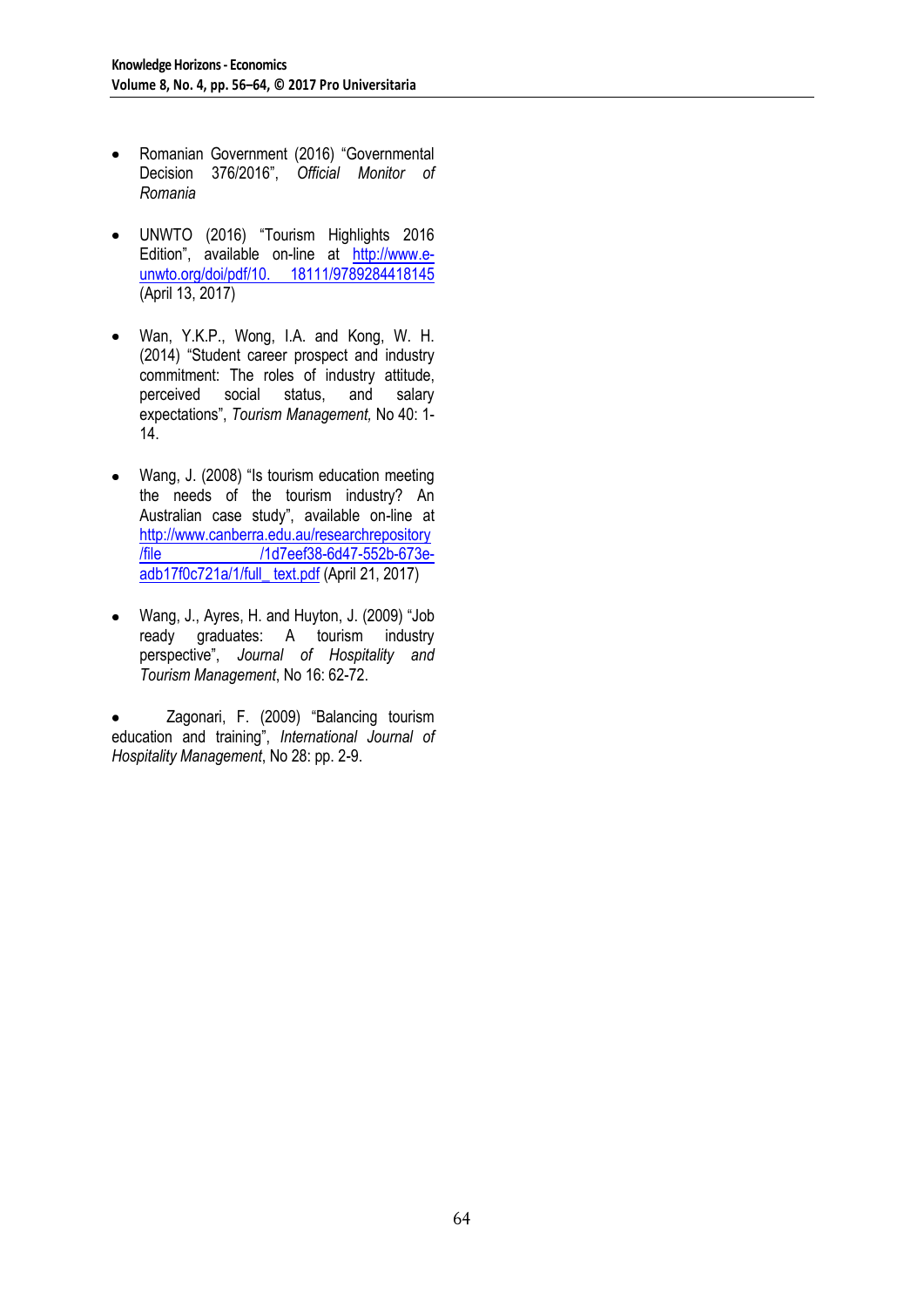- Romanian Government (2016) "Governmental Decision 376/2016", *Official Monitor of Romania*

- UNWTO (2016) "Tourism Highlights 2016 Edition", available on-line at http://www.e-unwto.org/doi/pdf/10. 18111/9789284418145 (April 13, 2017)

- Wan, Y.K.P., Wong, I.A. and Kong, W. H. (2014) "Student career prospect and industry commitment: The roles of industry attitude, perceived social status, and salary expectations", *Tourism Management,* No 40: 1-14.

- Wang, J. (2008) "Is tourism education meeting the needs of the tourism industry? An Australian case study", available on-line at http://www.canberra.edu.au/researchrepository /file /1d7eef38-6d47-552b-673e-adb17f0c721a/1/full_ text.pdf (April 21, 2017)

- Wang, J., Ayres, H. and Huyton, J. (2009) "Job ready graduates: A tourism industry perspective", *Journal of Hospitality and Tourism Management*, No 16: 62-72.

- Zagonari, F. (2009) "Balancing tourism education and training", *International Journal of Hospitality Management*, No 28: pp. 2-9.